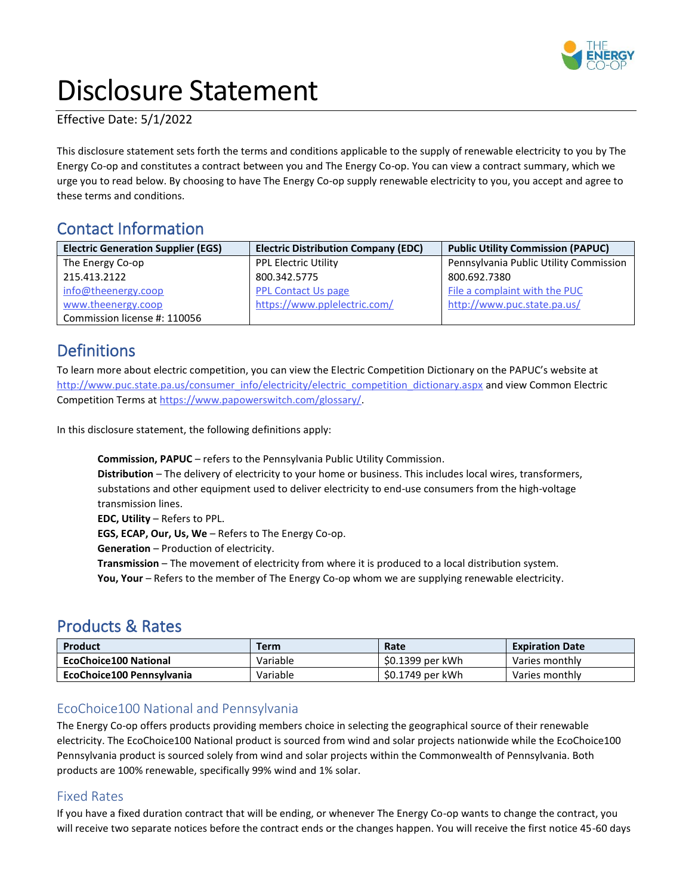# Disclosure Statement

Effective Date: 5/1/2022

This disclosure statement sets forth the terms and conditions applicable to the supply of renewable electricity to you by The Energy Co-op and constitutes a contract between you and The Energy Co-op. You can view a contract summary, which we urge you to read below. By choosing to have The Energy Co-op supply renewable electricity to you, you accept and agree to these terms and conditions.

## Contact Information

| Electric Generation Supplier (EGS) | Electric Distribution Company (EDC) | Public Utility Commission (PAPUC) |
|---|---|---|
| The Energy Co-op<br>215.413.2122<br>info@theenergy.coop<br>www.theenergy.coop<br>Commission license #: 110056 | PPL Electric Utility<br>800.342.5775<br>PPL Contact Us page<br>https://www.pplelectric.com/ | Pennsylvania Public Utility Commission<br>800.692.7380<br>File a complaint with the PUC<br>http://www.puc.state.pa.us/ |

## Definitions

To learn more about electric competition, you can view the Electric Competition Dictionary on the PAPUC's website at http://www.puc.state.pa.us/consumer_info/electricity/electric_competition_dictionary.aspx and view Common Electric Competition Terms at https://www.papowerswitch.com/glossary/.

In this disclosure statement, the following definitions apply:

**Commission, PAPUC** – refers to the Pennsylvania Public Utility Commission.
**Distribution** – The delivery of electricity to your home or business. This includes local wires, transformers, substations and other equipment used to deliver electricity to end-use consumers from the high-voltage transmission lines.
**EDC, Utility** – Refers to PPL.
**EGS, ECAP, Our, Us, We** – Refers to The Energy Co-op.
**Generation** – Production of electricity.
**Transmission** – The movement of electricity from where it is produced to a local distribution system.
**You, Your** – Refers to the member of The Energy Co-op whom we are supplying renewable electricity.

## Products & Rates

| Product | Term | Rate | Expiration Date |
|---|---|---|---|
| **EcoChoice100 National** | Variable | $0.1399 per kWh | Varies monthly |
| **EcoChoice100 Pennsylvania** | Variable | $0.1749 per kWh | Varies monthly |

### EcoChoice100 National and Pennsylvania

The Energy Co-op offers products providing members choice in selecting the geographical source of their renewable electricity. The EcoChoice100 National product is sourced from wind and solar projects nationwide while the EcoChoice100 Pennsylvania product is sourced solely from wind and solar projects within the Commonwealth of Pennsylvania. Both products are 100% renewable, specifically 99% wind and 1% solar.

### Fixed Rates

If you have a fixed duration contract that will be ending, or whenever The Energy Co-op wants to change the contract, you will receive two separate notices before the contract ends or the changes happen. You will receive the first notice 45-60 days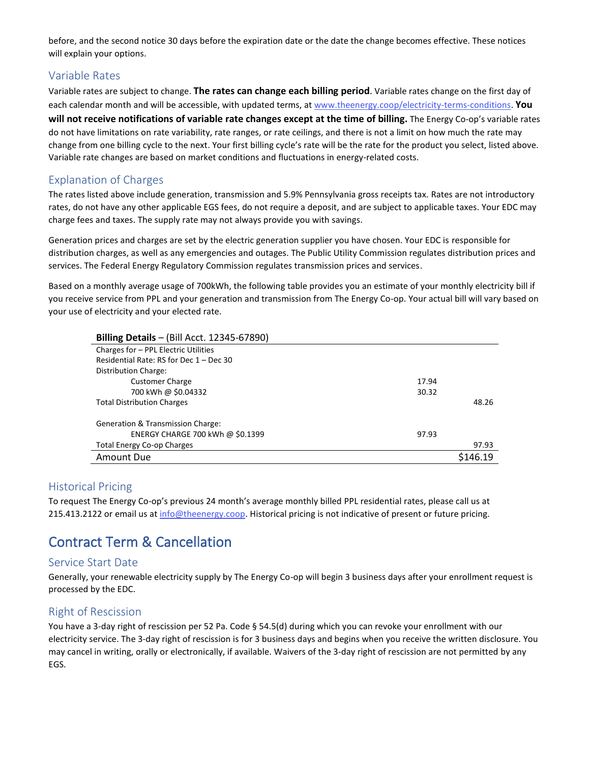before, and the second notice 30 days before the expiration date or the date the change becomes effective. These notices will explain your options.

### Variable Rates

Variable rates are subject to change. **The rates can change each billing period**. Variable rates change on the first day of each calendar month and will be accessible, with updated terms, at www.theenergy.coop/electricity-terms-conditions. **You will not receive notifications of variable rate changes except at the time of billing.** The Energy Co-op's variable rates do not have limitations on rate variability, rate ranges, or rate ceilings, and there is not a limit on how much the rate may change from one billing cycle to the next. Your first billing cycle's rate will be the rate for the product you select, listed above. Variable rate changes are based on market conditions and fluctuations in energy-related costs.

### Explanation of Charges

The rates listed above include generation, transmission and 5.9% Pennsylvania gross receipts tax. Rates are not introductory rates, do not have any other applicable EGS fees, do not require a deposit, and are subject to applicable taxes. Your EDC may charge fees and taxes. The supply rate may not always provide you with savings.

Generation prices and charges are set by the electric generation supplier you have chosen. Your EDC is responsible for distribution charges, as well as any emergencies and outages. The Public Utility Commission regulates distribution prices and services. The Federal Energy Regulatory Commission regulates transmission prices and services.

Based on a monthly average usage of 700kWh, the following table provides you an estimate of your monthly electricity bill if you receive service from PPL and your generation and transmission from The Energy Co-op. Your actual bill will vary based on your use of electricity and your elected rate.

| **Billing Details** – (Bill Acct. 12345-67890) | | |
|---|---|---|
| Charges for – PPL Electric Utilities | | |
| Residential Rate: RS for Dec 1 – Dec 30 | | |
| Distribution Charge: | | |
| Customer Charge | 17.94 | |
| 700 kWh @ $0.04332 | 30.32 | |
| Total Distribution Charges | | 48.26 |
| | | |
| Generation & Transmission Charge: | | |
| ENERGY CHARGE 700 kWh @ $0.1399 | 97.93 | |
| Total Energy Co-op Charges | | 97.93 |
| Amount Due | | $146.19 |

### Historical Pricing

To request The Energy Co-op's previous 24 month's average monthly billed PPL residential rates, please call us at 215.413.2122 or email us at info@theenergy.coop. Historical pricing is not indicative of present or future pricing.

## Contract Term & Cancellation

### Service Start Date

Generally, your renewable electricity supply by The Energy Co-op will begin 3 business days after your enrollment request is processed by the EDC.

### Right of Rescission

You have a 3-day right of rescission per 52 Pa. Code § 54.5(d) during which you can revoke your enrollment with our electricity service. The 3-day right of rescission is for 3 business days and begins when you receive the written disclosure. You may cancel in writing, orally or electronically, if available. Waivers of the 3-day right of rescission are not permitted by any EGS.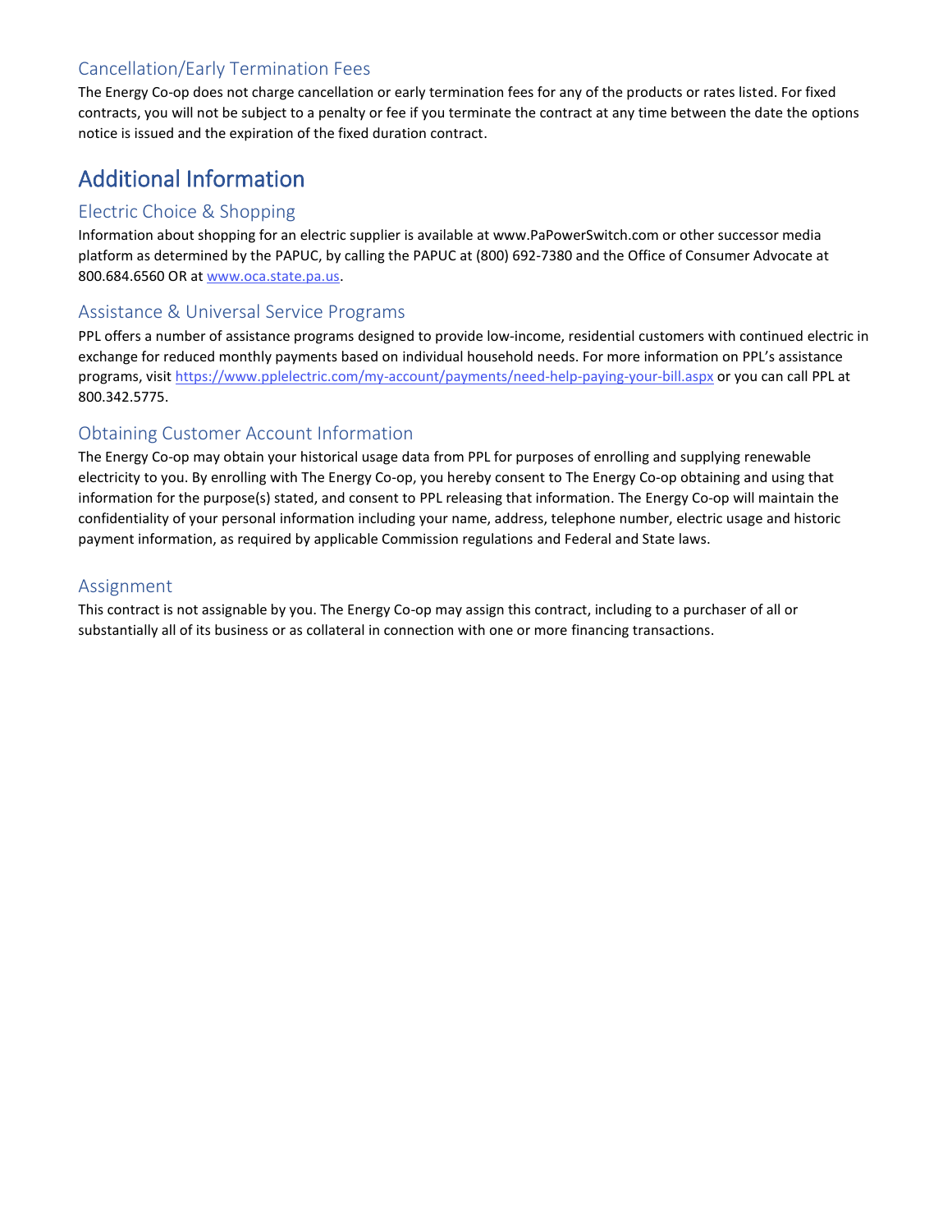### Cancellation/Early Termination Fees

The Energy Co-op does not charge cancellation or early termination fees for any of the products or rates listed. For fixed contracts, you will not be subject to a penalty or fee if you terminate the contract at any time between the date the options notice is issued and the expiration of the fixed duration contract.

## Additional Information

### Electric Choice & Shopping

Information about shopping for an electric supplier is available at www.PaPowerSwitch.com or other successor media platform as determined by the PAPUC, by calling the PAPUC at (800) 692-7380 and the Office of Consumer Advocate at 800.684.6560 OR at www.oca.state.pa.us.

### Assistance & Universal Service Programs

PPL offers a number of assistance programs designed to provide low-income, residential customers with continued electric in exchange for reduced monthly payments based on individual household needs. For more information on PPL's assistance programs, visit https://www.pplelectric.com/my-account/payments/need-help-paying-your-bill.aspx or you can call PPL at 800.342.5775.

### Obtaining Customer Account Information

The Energy Co-op may obtain your historical usage data from PPL for purposes of enrolling and supplying renewable electricity to you. By enrolling with The Energy Co-op, you hereby consent to The Energy Co-op obtaining and using that information for the purpose(s) stated, and consent to PPL releasing that information. The Energy Co-op will maintain the confidentiality of your personal information including your name, address, telephone number, electric usage and historic payment information, as required by applicable Commission regulations and Federal and State laws.

### Assignment

This contract is not assignable by you. The Energy Co-op may assign this contract, including to a purchaser of all or substantially all of its business or as collateral in connection with one or more financing transactions.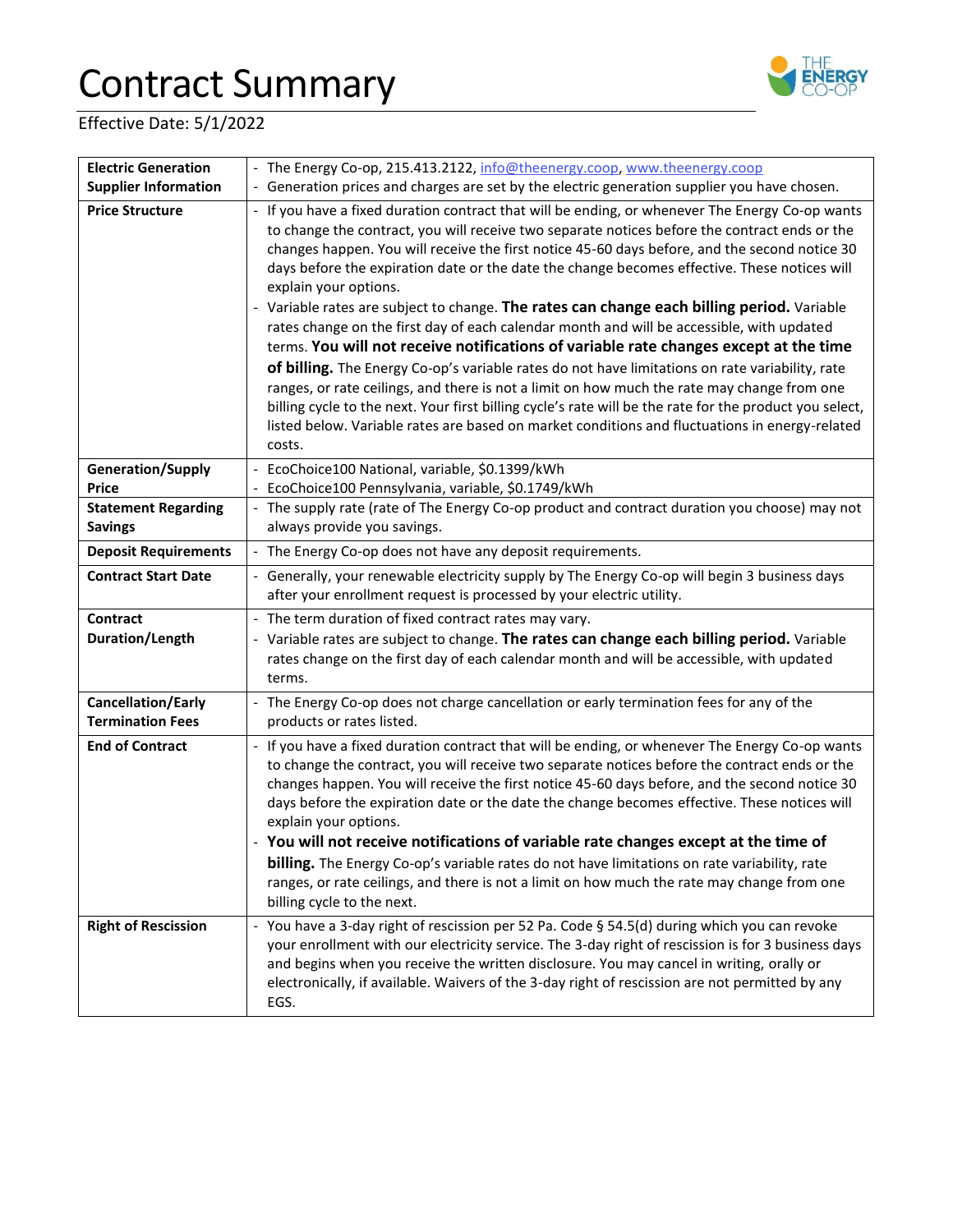# Contract Summary

Effective Date: 5/1/2022

| | |
|---|---|
| **Electric Generation Supplier Information** | - The Energy Co-op, 215.413.2122, info@theenergy.coop, www.theenergy.coop<br>- Generation prices and charges are set by the electric generation supplier you have chosen. |
| **Price Structure** | - If you have a fixed duration contract that will be ending, or whenever The Energy Co-op wants to change the contract, you will receive two separate notices before the contract ends or the changes happen. You will receive the first notice 45-60 days before, and the second notice 30 days before the expiration date or the date the change becomes effective. These notices will explain your options.<br>- Variable rates are subject to change. **The rates can change each billing period.** Variable rates change on the first day of each calendar month and will be accessible, with updated terms. **You will not receive notifications of variable rate changes except at the time of billing.** The Energy Co-op's variable rates do not have limitations on rate variability, rate ranges, or rate ceilings, and there is not a limit on how much the rate may change from one billing cycle to the next. Your first billing cycle's rate will be the rate for the product you select, listed below. Variable rates are based on market conditions and fluctuations in energy-related costs. |
| **Generation/Supply Price** | - EcoChoice100 National, variable, \$0.1399/kWh<br>- EcoChoice100 Pennsylvania, variable, \$0.1749/kWh |
| **Statement Regarding Savings** | - The supply rate (rate of The Energy Co-op product and contract duration you choose) may not always provide you savings. |
| **Deposit Requirements** | - The Energy Co-op does not have any deposit requirements. |
| **Contract Start Date** | - Generally, your renewable electricity supply by The Energy Co-op will begin 3 business days after your enrollment request is processed by your electric utility. |
| **Contract Duration/Length** | - The term duration of fixed contract rates may vary.<br>- Variable rates are subject to change. **The rates can change each billing period.** Variable rates change on the first day of each calendar month and will be accessible, with updated terms. |
| **Cancellation/Early Termination Fees** | - The Energy Co-op does not charge cancellation or early termination fees for any of the products or rates listed. |
| **End of Contract** | - If you have a fixed duration contract that will be ending, or whenever The Energy Co-op wants to change the contract, you will receive two separate notices before the contract ends or the changes happen. You will receive the first notice 45-60 days before, and the second notice 30 days before the expiration date or the date the change becomes effective. These notices will explain your options.<br>- **You will not receive notifications of variable rate changes except at the time of billing.** The Energy Co-op's variable rates do not have limitations on rate variability, rate ranges, or rate ceilings, and there is not a limit on how much the rate may change from one billing cycle to the next. |
| **Right of Rescission** | - You have a 3-day right of rescission per 52 Pa. Code § 54.5(d) during which you can revoke your enrollment with our electricity service. The 3-day right of rescission is for 3 business days and begins when you receive the written disclosure. You may cancel in writing, orally or electronically, if available. Waivers of the 3-day right of rescission are not permitted by any EGS. |